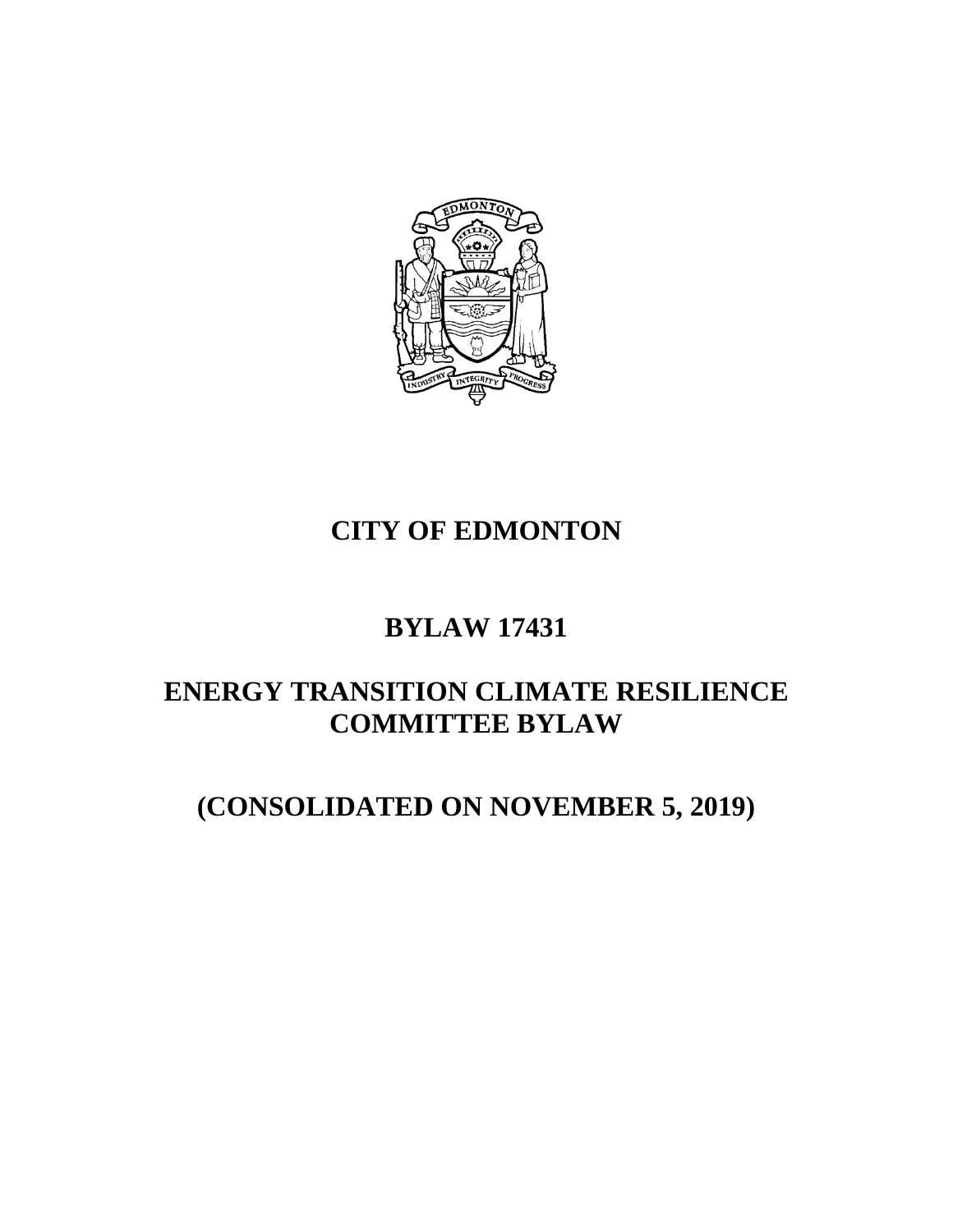# CITY OF EDMONTON

# BYLAW 17431

# ENERGY TRANSITION CLIMATE RESILIENCE COMMITTEE BYLAW

# (CONSOLIDATED ON NOVEMBER 5, 2019)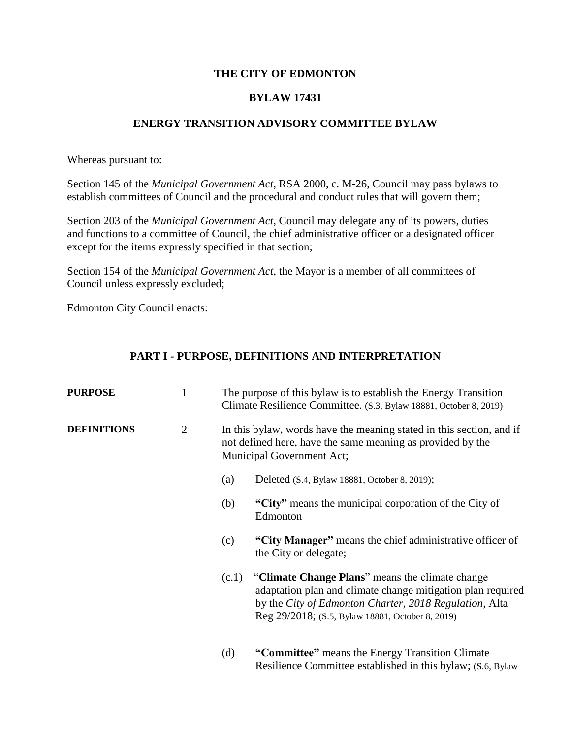**THE CITY OF EDMONTON**

**BYLAW 17431**

**ENERGY TRANSITION ADVISORY COMMITTEE BYLAW**

Whereas pursuant to:

Section 145 of the *Municipal Government Act*, RSA 2000, c. M-26, Council may pass bylaws to establish committees of Council and the procedural and conduct rules that will govern them;

Section 203 of the *Municipal Government Act*, Council may delegate any of its powers, duties and functions to a committee of Council, the chief administrative officer or a designated officer except for the items expressly specified in that section;

Section 154 of the *Municipal Government Act*, the Mayor is a member of all committees of Council unless expressly excluded;

Edmonton City Council enacts:

## PART I - PURPOSE, DEFINITIONS AND INTERPRETATION

**PURPOSE** 1 The purpose of this bylaw is to establish the Energy Transition Climate Resilience Committee. (S.3, Bylaw 18881, October 8, 2019)

**DEFINITIONS** 2 In this bylaw, words have the meaning stated in this section, and if not defined here, have the same meaning as provided by the Municipal Government Act;

(a) Deleted (S.4, Bylaw 18881, October 8, 2019);

(b) **"City"** means the municipal corporation of the City of Edmonton

(c) **"City Manager"** means the chief administrative officer of the City or delegate;

(c.1) "**Climate Change Plans**" means the climate change adaptation plan and climate change mitigation plan required by the *City of Edmonton Charter, 2018 Regulation*, Alta Reg 29/2018; (S.5, Bylaw 18881, October 8, 2019)

(d) **"Committee"** means the Energy Transition Climate Resilience Committee established in this bylaw; (S.6, Bylaw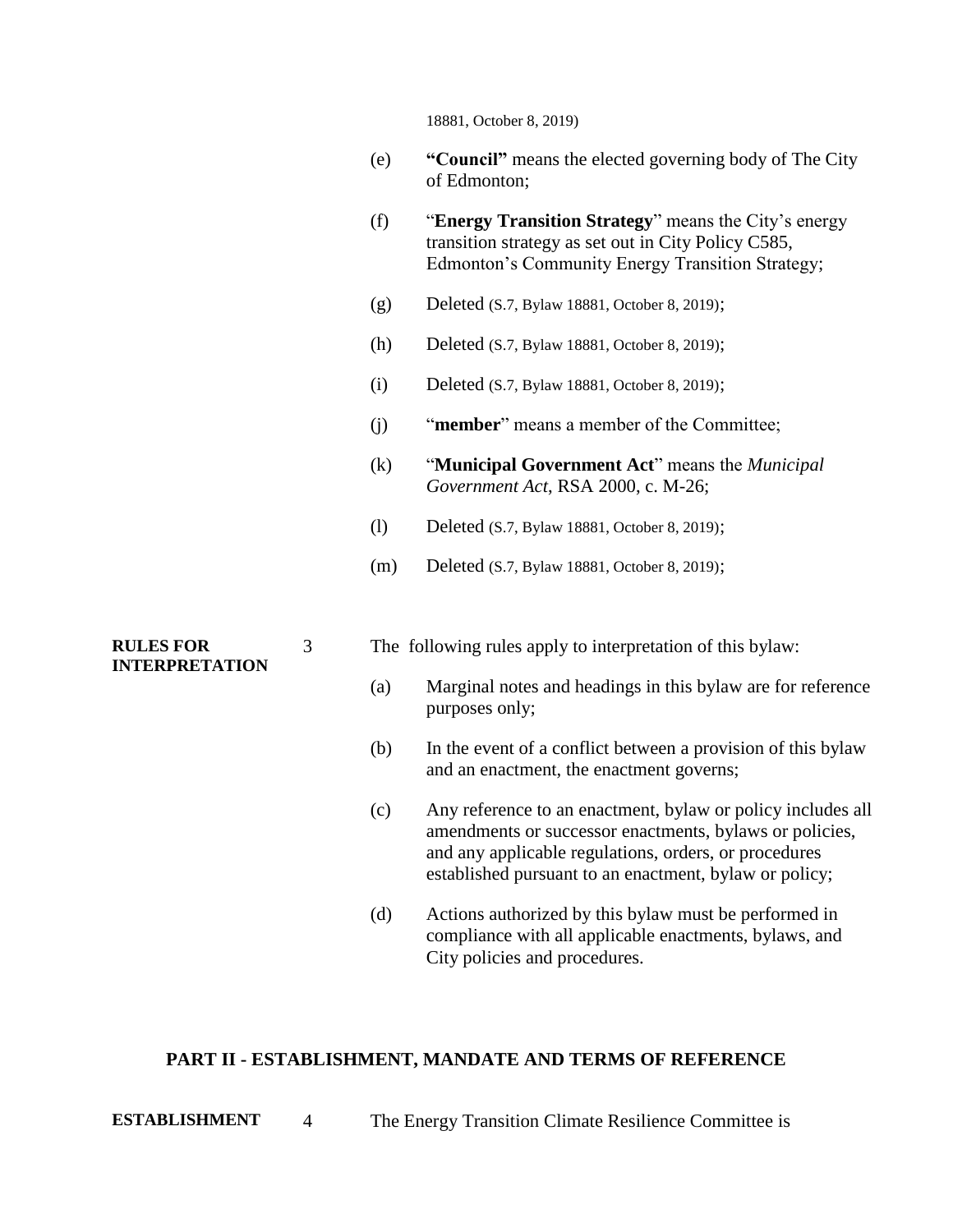18881, October 8, 2019)

(e) **"Council"** means the elected governing body of The City of Edmonton;

(f) "**Energy Transition Strategy**" means the City's energy transition strategy as set out in City Policy C585, Edmonton's Community Energy Transition Strategy;

(g) Deleted (S.7, Bylaw 18881, October 8, 2019);

(h) Deleted (S.7, Bylaw 18881, October 8, 2019);

(i) Deleted (S.7, Bylaw 18881, October 8, 2019);

(j) "**member**" means a member of the Committee;

(k) "**Municipal Government Act**" means the *Municipal Government Act*, RSA 2000, c. M-26;

(l) Deleted (S.7, Bylaw 18881, October 8, 2019);

(m) Deleted (S.7, Bylaw 18881, October 8, 2019);

**RULES FOR INTERPRETATION**

3 The following rules apply to interpretation of this bylaw:

(a) Marginal notes and headings in this bylaw are for reference purposes only;

(b) In the event of a conflict between a provision of this bylaw and an enactment, the enactment governs;

(c) Any reference to an enactment, bylaw or policy includes all amendments or successor enactments, bylaws or policies, and any applicable regulations, orders, or procedures established pursuant to an enactment, bylaw or policy;

(d) Actions authorized by this bylaw must be performed in compliance with all applicable enactments, bylaws, and City policies and procedures.

## PART II - ESTABLISHMENT, MANDATE AND TERMS OF REFERENCE

**ESTABLISHMENT**

4 The Energy Transition Climate Resilience Committee is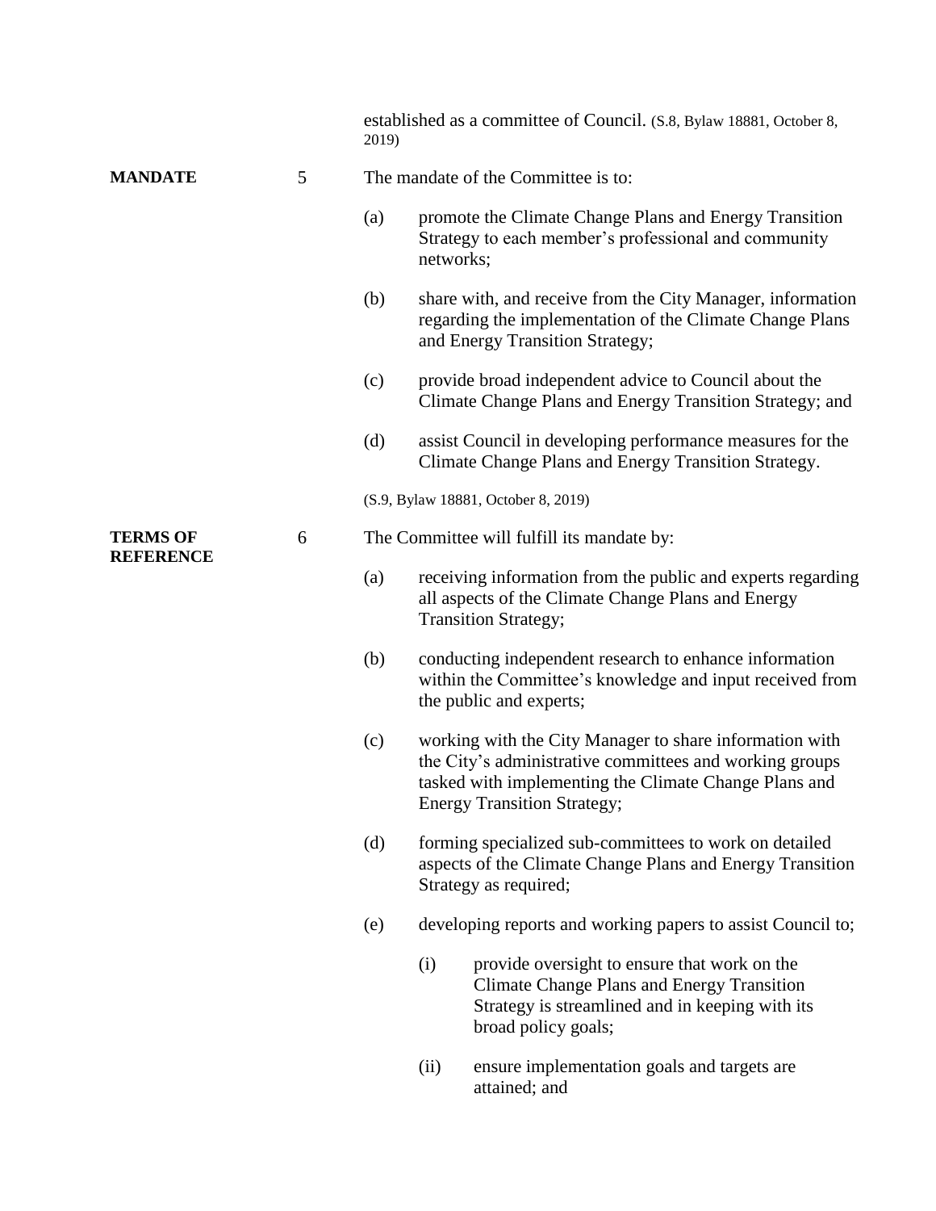established as a committee of Council. (S.8, Bylaw 18881, October 8, 2019)

**MANDATE**

5 The mandate of the Committee is to:

(a) promote the Climate Change Plans and Energy Transition Strategy to each member's professional and community networks;

(b) share with, and receive from the City Manager, information regarding the implementation of the Climate Change Plans and Energy Transition Strategy;

(c) provide broad independent advice to Council about the Climate Change Plans and Energy Transition Strategy; and

(d) assist Council in developing performance measures for the Climate Change Plans and Energy Transition Strategy.

(S.9, Bylaw 18881, October 8, 2019)

**TERMS OF REFERENCE**

6 The Committee will fulfill its mandate by:

(a) receiving information from the public and experts regarding all aspects of the Climate Change Plans and Energy Transition Strategy;

(b) conducting independent research to enhance information within the Committee's knowledge and input received from the public and experts;

(c) working with the City Manager to share information with the City's administrative committees and working groups tasked with implementing the Climate Change Plans and Energy Transition Strategy;

(d) forming specialized sub-committees to work on detailed aspects of the Climate Change Plans and Energy Transition Strategy as required;

(e) developing reports and working papers to assist Council to;

(i) provide oversight to ensure that work on the Climate Change Plans and Energy Transition Strategy is streamlined and in keeping with its broad policy goals;

(ii) ensure implementation goals and targets are attained; and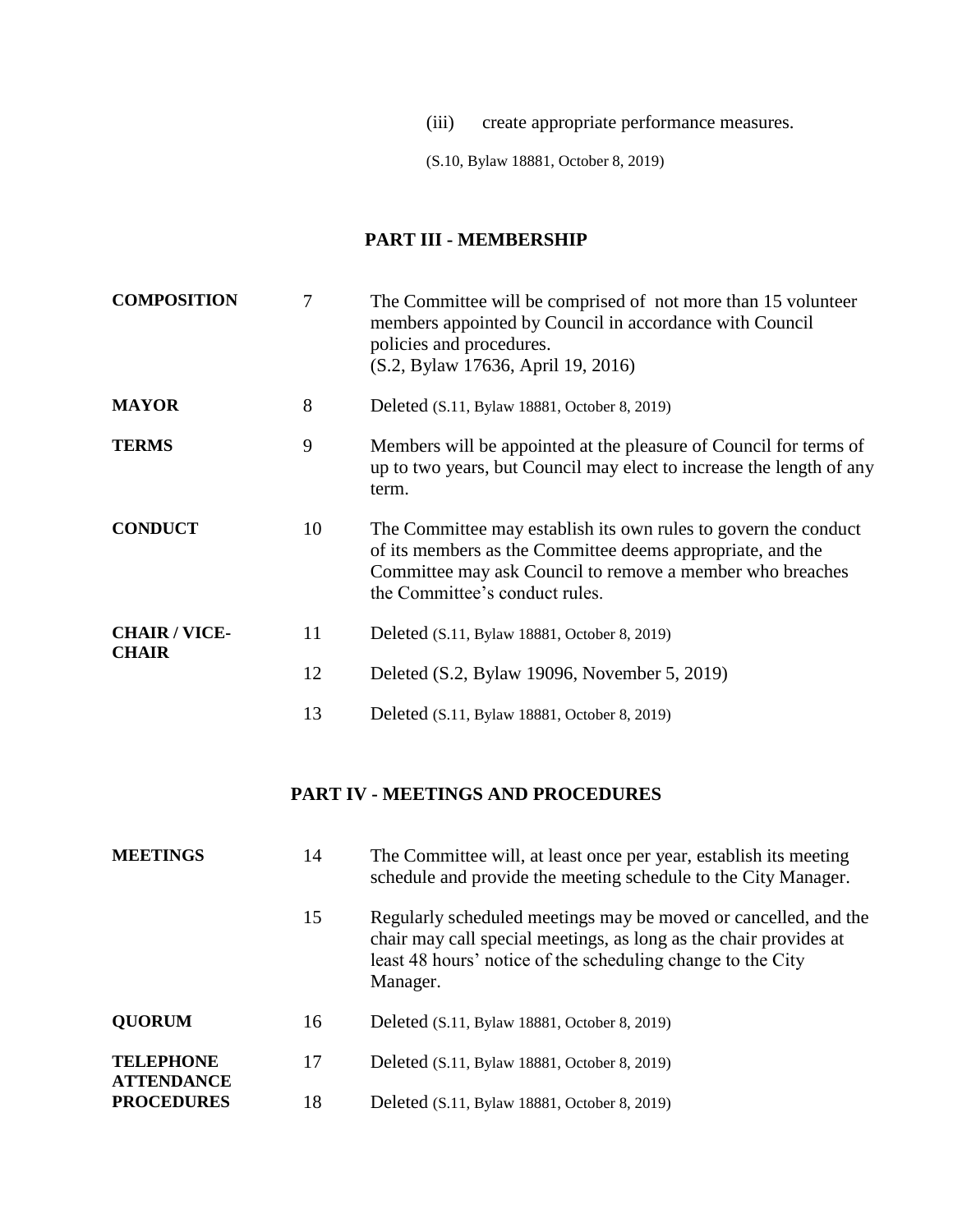(iii) create appropriate performance measures.

(S.10, Bylaw 18881, October 8, 2019)

## PART III - MEMBERSHIP

| | | |
|---|---|---|
| **COMPOSITION** | 7 | The Committee will be comprised of not more than 15 volunteer members appointed by Council in accordance with Council policies and procedures. (S.2, Bylaw 17636, April 19, 2016) |
| **MAYOR** | 8 | Deleted (S.11, Bylaw 18881, October 8, 2019) |
| **TERMS** | 9 | Members will be appointed at the pleasure of Council for terms of up to two years, but Council may elect to increase the length of any term. |
| **CONDUCT** | 10 | The Committee may establish its own rules to govern the conduct of its members as the Committee deems appropriate, and the Committee may ask Council to remove a member who breaches the Committee's conduct rules. |
| **CHAIR / VICE-CHAIR** | 11 | Deleted (S.11, Bylaw 18881, October 8, 2019) |
| | 12 | Deleted (S.2, Bylaw 19096, November 5, 2019) |
| | 13 | Deleted (S.11, Bylaw 18881, October 8, 2019) |

## PART IV - MEETINGS AND PROCEDURES

| | | |
|---|---|---|
| **MEETINGS** | 14 | The Committee will, at least once per year, establish its meeting schedule and provide the meeting schedule to the City Manager. |
| | 15 | Regularly scheduled meetings may be moved or cancelled, and the chair may call special meetings, as long as the chair provides at least 48 hours' notice of the scheduling change to the City Manager. |
| **QUORUM** | 16 | Deleted (S.11, Bylaw 18881, October 8, 2019) |
| **TELEPHONE ATTENDANCE** | 17 | Deleted (S.11, Bylaw 18881, October 8, 2019) |
| **PROCEDURES** | 18 | Deleted (S.11, Bylaw 18881, October 8, 2019) |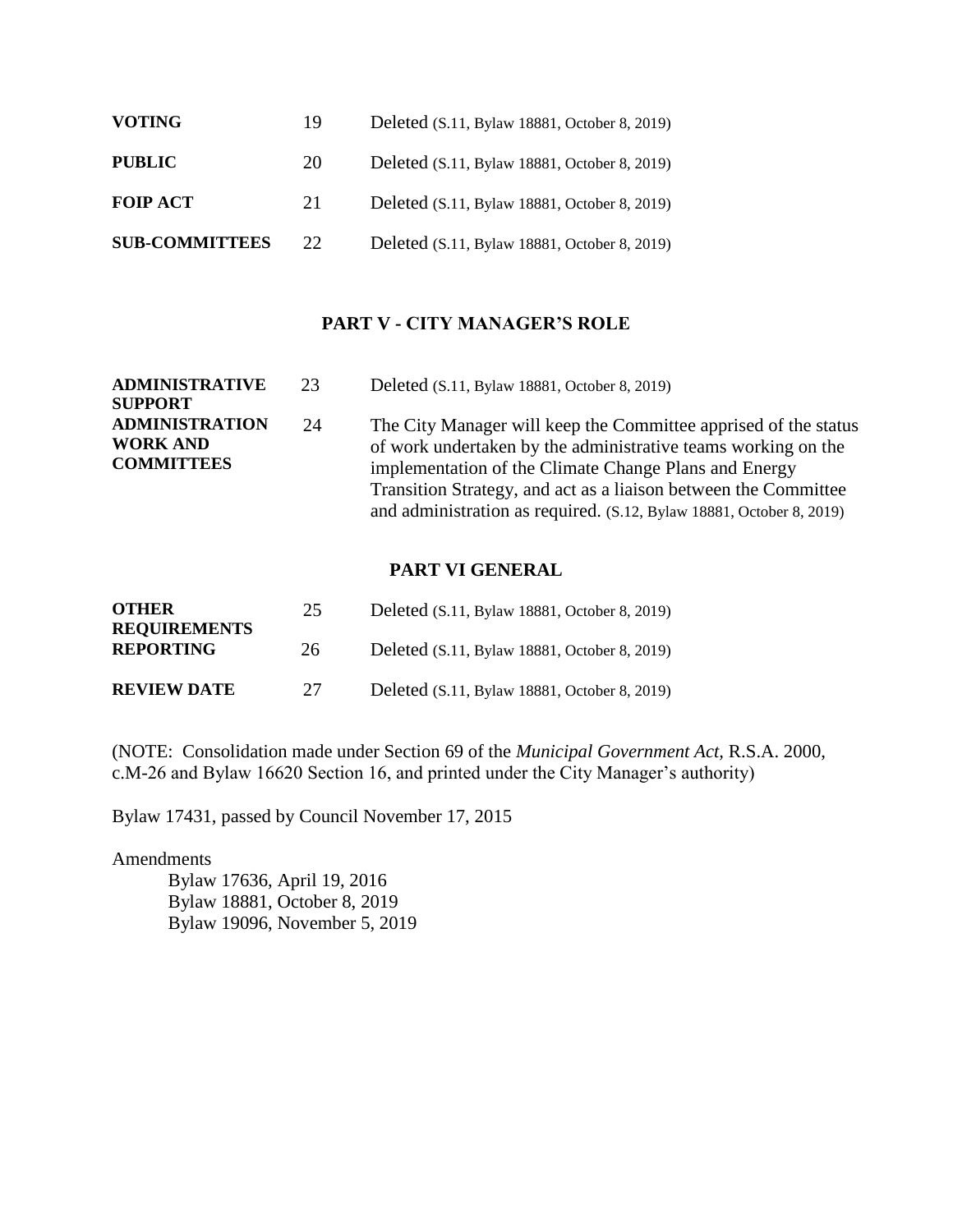| | | |
|---|---|---|
| **VOTING** | 19 | Deleted (S.11, Bylaw 18881, October 8, 2019) |
| **PUBLIC** | 20 | Deleted (S.11, Bylaw 18881, October 8, 2019) |
| **FOIP ACT** | 21 | Deleted (S.11, Bylaw 18881, October 8, 2019) |
| **SUB-COMMITTEES** | 22 | Deleted (S.11, Bylaw 18881, October 8, 2019) |

## PART V - CITY MANAGER'S ROLE

| | | |
|---|---|---|
| **ADMINISTRATIVE SUPPORT** | 23 | Deleted (S.11, Bylaw 18881, October 8, 2019) |
| **ADMINISTRATION WORK AND COMMITTEES** | 24 | The City Manager will keep the Committee apprised of the status of work undertaken by the administrative teams working on the implementation of the Climate Change Plans and Energy Transition Strategy, and act as a liaison between the Committee and administration as required. (S.12, Bylaw 18881, October 8, 2019) |

## PART VI GENERAL

| | | |
|---|---|---|
| **OTHER REQUIREMENTS** | 25 | Deleted (S.11, Bylaw 18881, October 8, 2019) |
| **REPORTING** | 26 | Deleted (S.11, Bylaw 18881, October 8, 2019) |
| **REVIEW DATE** | 27 | Deleted (S.11, Bylaw 18881, October 8, 2019) |

(NOTE: Consolidation made under Section 69 of the *Municipal Government Act*, R.S.A. 2000, c.M-26 and Bylaw 16620 Section 16, and printed under the City Manager's authority)

Bylaw 17431, passed by Council November 17, 2015

Amendments

Bylaw 17636, April 19, 2016
Bylaw 18881, October 8, 2019
Bylaw 19096, November 5, 2019